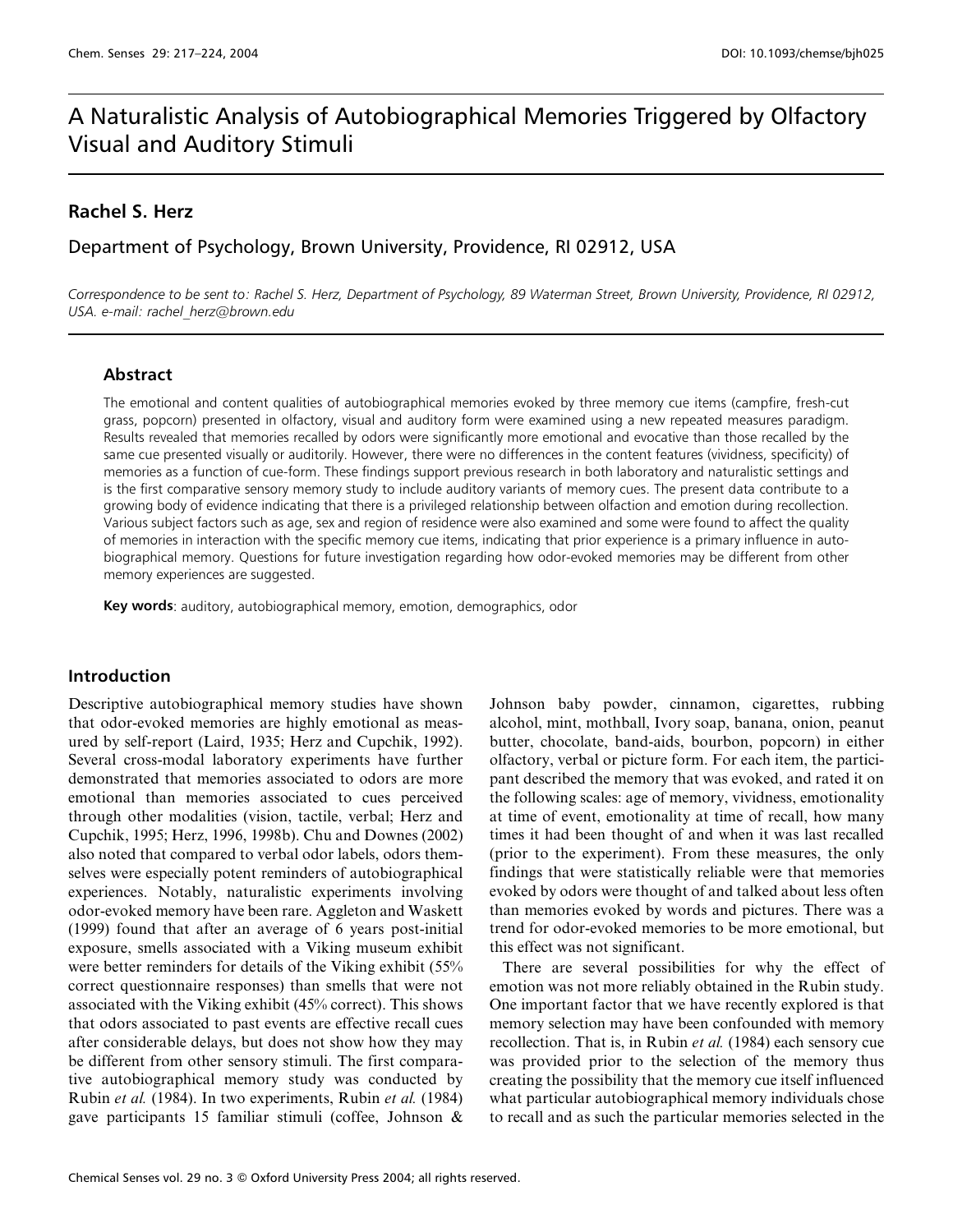# A Naturalistic Analysis of Autobiographical Memories Triggered by Olfactory Visual and Auditory Stimuli

## Rachel S. Herz

Department of Psychology, Brown University, Providence, RI 02912, USA

*Correspondence to be sent to: Rachel S. Herz, Department of Psychology, 89 Waterman Street, Brown University, Providence, RI 02912, USA. e-mail: rachel_herz@brown.edu*

### Abstract

The emotional and content qualities of autobiographical memories evoked by three memory cue items (campfire, fresh-cut grass, popcorn) presented in olfactory, visual and auditory form were examined using a new repeated measures paradigm. Results revealed that memories recalled by odors were significantly more emotional and evocative than those recalled by the same cue presented visually or auditorily. However, there were no differences in the content features (vividness, specificity) of memories as a function of cue-form. These findings support previous research in both laboratory and naturalistic settings and is the first comparative sensory memory study to include auditory variants of memory cues. The present data contribute to a growing body of evidence indicating that there is a privileged relationship between olfaction and emotion during recollection. Various subject factors such as age, sex and region of residence were also examined and some were found to affect the quality of memories in interaction with the specific memory cue items, indicating that prior experience is a primary influence in autobiographical memory. Questions for future investigation regarding how odor-evoked memories may be different from other memory experiences are suggested.

**Key words**: auditory, autobiographical memory, emotion, demographics, odor

## Introduction

Descriptive autobiographical memory studies have shown that odor-evoked memories are highly emotional as measured by self-report (Laird, 1935; Herz and Cupchik, 1992). Several cross-modal laboratory experiments have further demonstrated that memories associated to odors are more emotional than memories associated to cues perceived through other modalities (vision, tactile, verbal; Herz and Cupchik, 1995; Herz, 1996, 1998b). Chu and Downes (2002) also noted that compared to verbal odor labels, odors themselves were especially potent reminders of autobiographical experiences. Notably, naturalistic experiments involving odor-evoked memory have been rare. Aggleton and Waskett (1999) found that after an average of 6 years post-initial exposure, smells associated with a Viking museum exhibit were better reminders for details of the Viking exhibit (55% correct questionnaire responses) than smells that were not associated with the Viking exhibit (45% correct). This shows that odors associated to past events are effective recall cues after considerable delays, but does not show how they may be different from other sensory stimuli. The first comparative autobiographical memory study was conducted by Rubin *et al.* (1984). In two experiments, Rubin *et al.* (1984) gave participants 15 familiar stimuli (coffee, Johnson & Johnson baby powder, cinnamon, cigarettes, rubbing alcohol, mint, mothball, Ivory soap, banana, onion, peanut butter, chocolate, band-aids, bourbon, popcorn) in either olfactory, verbal or picture form. For each item, the participant described the memory that was evoked, and rated it on the following scales: age of memory, vividness, emotionality at time of event, emotionality at time of recall, how many times it had been thought of and when it was last recalled (prior to the experiment). From these measures, the only findings that were statistically reliable were that memories evoked by odors were thought of and talked about less often than memories evoked by words and pictures. There was a trend for odor-evoked memories to be more emotional, but this effect was not significant.

There are several possibilities for why the effect of emotion was not more reliably obtained in the Rubin study. One important factor that we have recently explored is that memory selection may have been confounded with memory recollection. That is, in Rubin *et al.* (1984) each sensory cue was provided prior to the selection of the memory thus creating the possibility that the memory cue itself influenced what particular autobiographical memory individuals chose to recall and as such the particular memories selected in the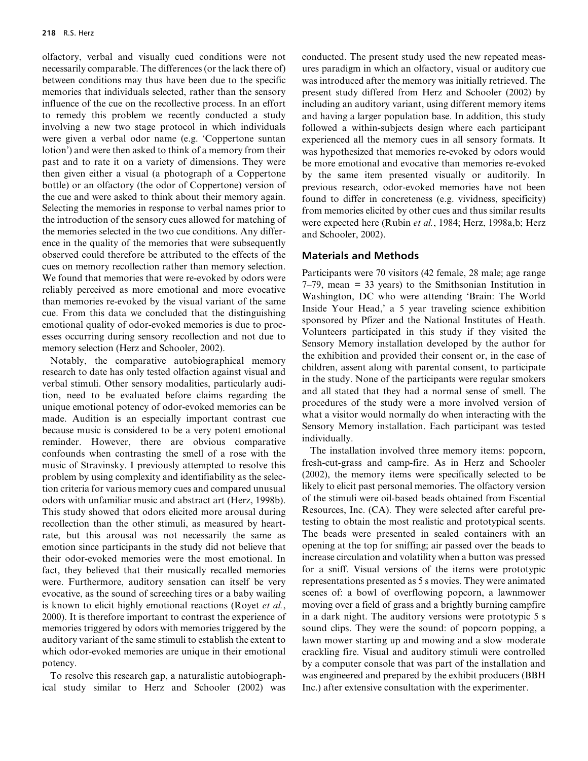olfactory, verbal and visually cued conditions were not necessarily comparable. The differences (or the lack there of) between conditions may thus have been due to the specific memories that individuals selected, rather than the sensory influence of the cue on the recollective process. In an effort to remedy this problem we recently conducted a study involving a new two stage protocol in which individuals were given a verbal odor name (e.g. 'Coppertone suntan lotion') and were then asked to think of a memory from their past and to rate it on a variety of dimensions. They were then given either a visual (a photograph of a Coppertone bottle) or an olfactory (the odor of Coppertone) version of the cue and were asked to think about their memory again. Selecting the memories in response to verbal names prior to the introduction of the sensory cues allowed for matching of the memories selected in the two cue conditions. Any difference in the quality of the memories that were subsequently observed could therefore be attributed to the effects of the cues on memory recollection rather than memory selection. We found that memories that were re-evoked by odors were reliably perceived as more emotional and more evocative than memories re-evoked by the visual variant of the same cue. From this data we concluded that the distinguishing emotional quality of odor-evoked memories is due to processes occurring during sensory recollection and not due to memory selection (Herz and Schooler, 2002).

Notably, the comparative autobiographical memory research to date has only tested olfaction against visual and verbal stimuli. Other sensory modalities, particularly audition, need to be evaluated before claims regarding the unique emotional potency of odor-evoked memories can be made. Audition is an especially important contrast cue because music is considered to be a very potent emotional reminder. However, there are obvious comparative confounds when contrasting the smell of a rose with the music of Stravinsky. I previously attempted to resolve this problem by using complexity and identifiability as the selection criteria for various memory cues and compared unusual odors with unfamiliar music and abstract art (Herz, 1998b). This study showed that odors elicited more arousal during recollection than the other stimuli, as measured by heart-rate, but this arousal was not necessarily the same as emotion since participants in the study did not believe that their odor-evoked memories were the most emotional. In fact, they believed that their musically recalled memories were. Furthermore, auditory sensation can itself be very evocative, as the sound of screeching tires or a baby wailing is known to elicit highly emotional reactions (Royet *et al.*, 2000). It is therefore important to contrast the experience of memories triggered by odors with memories triggered by the auditory variant of the same stimuli to establish the extent to which odor-evoked memories are unique in their emotional potency.

To resolve this research gap, a naturalistic autobiographical study similar to Herz and Schooler (2002) was conducted. The present study used the new repeated measures paradigm in which an olfactory, visual or auditory cue was introduced after the memory was initially retrieved. The present study differed from Herz and Schooler (2002) by including an auditory variant, using different memory items and having a larger population base. In addition, this study followed a within-subjects design where each participant experienced all the memory cues in all sensory formats. It was hypothesized that memories re-evoked by odors would be more emotional and evocative than memories re-evoked by the same item presented visually or auditorily. In previous research, odor-evoked memories have not been found to differ in concreteness (e.g. vividness, specificity) from memories elicited by other cues and thus similar results were expected here (Rubin *et al.*, 1984; Herz, 1998a,b; Herz and Schooler, 2002).

## Materials and Methods

Participants were 70 visitors (42 female, 28 male; age range 7–79, mean = 33 years) to the Smithsonian Institution in Washington, DC who were attending 'Brain: The World Inside Your Head,' a 5 year traveling science exhibition sponsored by Pfizer and the National Institutes of Heath. Volunteers participated in this study if they visited the Sensory Memory installation developed by the author for the exhibition and provided their consent or, in the case of children, assent along with parental consent, to participate in the study. None of the participants were regular smokers and all stated that they had a normal sense of smell. The procedures of the study were a more involved version of what a visitor would normally do when interacting with the Sensory Memory installation. Each participant was tested individually.

The installation involved three memory items: popcorn, fresh-cut-grass and camp-fire. As in Herz and Schooler (2002), the memory items were specifically selected to be likely to elicit past personal memories. The olfactory version of the stimuli were oil-based beads obtained from Escential Resources, Inc. (CA). They were selected after careful pre-testing to obtain the most realistic and prototypical scents. The beads were presented in sealed containers with an opening at the top for sniffing; air passed over the beads to increase circulation and volatility when a button was pressed for a sniff. Visual versions of the items were prototypic representations presented as 5 s movies. They were animated scenes of: a bowl of overflowing popcorn, a lawnmower moving over a field of grass and a brightly burning campfire in a dark night. The auditory versions were prototypic 5 s sound clips. They were the sound: of popcorn popping, a lawn mower starting up and mowing and a slow–moderate crackling fire. Visual and auditory stimuli were controlled by a computer console that was part of the installation and was engineered and prepared by the exhibit producers (BBH Inc.) after extensive consultation with the experimenter.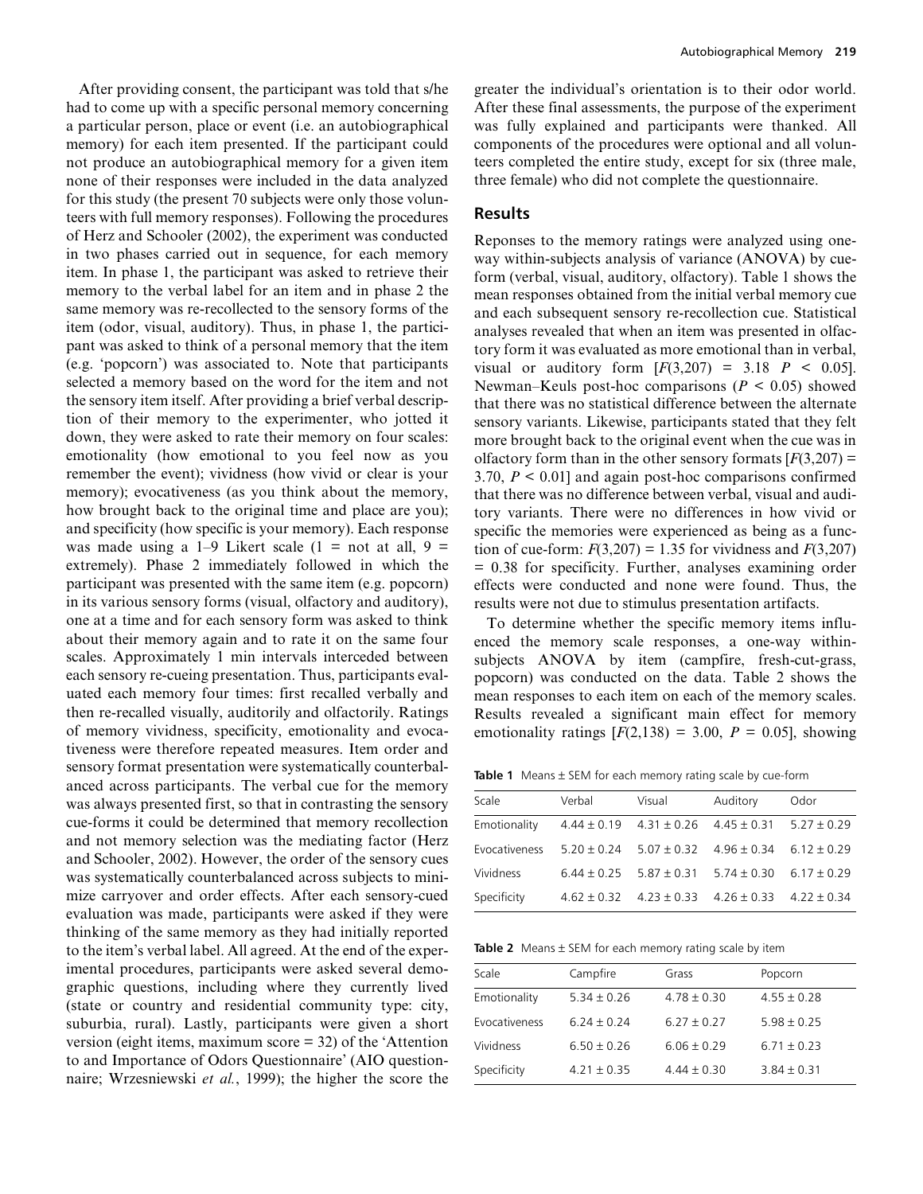After providing consent, the participant was told that s/he had to come up with a specific personal memory concerning a particular person, place or event (i.e. an autobiographical memory) for each item presented. If the participant could not produce an autobiographical memory for a given item none of their responses were included in the data analyzed for this study (the present 70 subjects were only those volunteers with full memory responses). Following the procedures of Herz and Schooler (2002), the experiment was conducted in two phases carried out in sequence, for each memory item. In phase 1, the participant was asked to retrieve their memory to the verbal label for an item and in phase 2 the same memory was re-recollected to the sensory forms of the item (odor, visual, auditory). Thus, in phase 1, the participant was asked to think of a personal memory that the item (e.g. 'popcorn') was associated to. Note that participants selected a memory based on the word for the item and not the sensory item itself. After providing a brief verbal description of their memory to the experimenter, who jotted it down, they were asked to rate their memory on four scales: emotionality (how emotional to you feel now as you remember the event); vividness (how vivid or clear is your memory); evocativeness (as you think about the memory, how brought back to the original time and place are you); and specificity (how specific is your memory). Each response was made using a 1–9 Likert scale (1 = not at all, 9 = extremely). Phase 2 immediately followed in which the participant was presented with the same item (e.g. popcorn) in its various sensory forms (visual, olfactory and auditory), one at a time and for each sensory form was asked to think about their memory again and to rate it on the same four scales. Approximately 1 min intervals interceded between each sensory re-cueing presentation. Thus, participants evaluated each memory four times: first recalled verbally and then re-recalled visually, auditorily and olfactorily. Ratings of memory vividness, specificity, emotionality and evocativeness were therefore repeated measures. Item order and sensory format presentation were systematically counterbalanced across participants. The verbal cue for the memory was always presented first, so that in contrasting the sensory cue-forms it could be determined that memory recollection and not memory selection was the mediating factor (Herz and Schooler, 2002). However, the order of the sensory cues was systematically counterbalanced across subjects to minimize carryover and order effects. After each sensory-cued evaluation was made, participants were asked if they were thinking of the same memory as they had initially reported to the item's verbal label. All agreed. At the end of the experimental procedures, participants were asked several demographic questions, including where they currently lived (state or country and residential community type: city, suburbia, rural). Lastly, participants were given a short version (eight items, maximum score = 32) of the 'Attention to and Importance of Odors Questionnaire' (AIO questionnaire; Wrzesniewski *et al.*, 1999); the higher the score the greater the individual's orientation is to their odor world. After these final assessments, the purpose of the experiment was fully explained and participants were thanked. All components of the procedures were optional and all volunteers completed the entire study, except for six (three male, three female) who did not complete the questionnaire.

## Results

Reponses to the memory ratings were analyzed using one-way within-subjects analysis of variance (ANOVA) by cue-form (verbal, visual, auditory, olfactory). Table 1 shows the mean responses obtained from the initial verbal memory cue and each subsequent sensory re-recollection cue. Statistical analyses revealed that when an item was presented in olfactory form it was evaluated as more emotional than in verbal, visual or auditory form [$F(3,207) = 3.18$ $P < 0.05$]. Newman–Keuls post-hoc comparisons ($P < 0.05$) showed that there was no statistical difference between the alternate sensory variants. Likewise, participants stated that they felt more brought back to the original event when the cue was in olfactory form than in the other sensory formats [$F(3,207) = 3.70$, $P < 0.01$] and again post-hoc comparisons confirmed that there was no difference between verbal, visual and auditory variants. There were no differences in how vivid or specific the memories were experienced as being as a function of cue-form: $F(3,207) = 1.35$ for vividness and $F(3,207) = 0.38$ for specificity. Further, analyses examining order effects were conducted and none were found. Thus, the results were not due to stimulus presentation artifacts.

To determine whether the specific memory items influenced the memory scale responses, a one-way within-subjects ANOVA by item (campfire, fresh-cut-grass, popcorn) was conducted on the data. Table 2 shows the mean responses to each item on each of the memory scales. Results revealed a significant main effect for memory emotionality ratings [$F(2,138) = 3.00$, $P = 0.05$], showing

**Table 1** Means ± SEM for each memory rating scale by cue-form

| Scale | Verbal | Visual | Auditory | Odor |
|---|---|---|---|---|
| Emotionality | 4.44 ± 0.19 | 4.31 ± 0.26 | 4.45 ± 0.31 | 5.27 ± 0.29 |
| Evocativeness | 5.20 ± 0.24 | 5.07 ± 0.32 | 4.96 ± 0.34 | 6.12 ± 0.29 |
| Vividness | 6.44 ± 0.25 | 5.87 ± 0.31 | 5.74 ± 0.30 | 6.17 ± 0.29 |
| Specificity | 4.62 ± 0.32 | 4.23 ± 0.33 | 4.26 ± 0.33 | 4.22 ± 0.34 |

**Table 2** Means ± SEM for each memory rating scale by item

| Scale | Campfire | Grass | Popcorn |
|---|---|---|---|
| Emotionality | 5.34 ± 0.26 | 4.78 ± 0.30 | 4.55 ± 0.28 |
| Evocativeness | 6.24 ± 0.24 | 6.27 ± 0.27 | 5.98 ± 0.25 |
| Vividness | 6.50 ± 0.26 | 6.06 ± 0.29 | 6.71 ± 0.23 |
| Specificity | 4.21 ± 0.35 | 4.44 ± 0.30 | 3.84 ± 0.31 |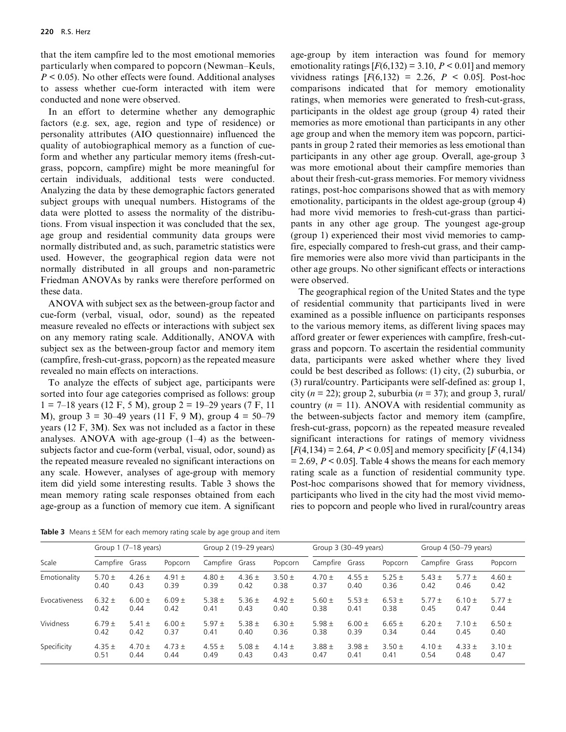that the item campfire led to the most emotional memories particularly when compared to popcorn (Newman–Keuls, $P < 0.05$). No other effects were found. Additional analyses to assess whether cue-form interacted with item were conducted and none were observed.

In an effort to determine whether any demographic factors (e.g. sex, age, region and type of residence) or personality attributes (AIO questionnaire) influenced the quality of autobiographical memory as a function of cue-form and whether any particular memory items (fresh-cut-grass, popcorn, campfire) might be more meaningful for certain individuals, additional tests were conducted. Analyzing the data by these demographic factors generated subject groups with unequal numbers. Histograms of the data were plotted to assess the normality of the distributions. From visual inspection it was concluded that the sex, age group and residential community data groups were normally distributed and, as such, parametric statistics were used. However, the geographical region data were not normally distributed in all groups and non-parametric Friedman ANOVAs by ranks were therefore performed on these data.

ANOVA with subject sex as the between-group factor and cue-form (verbal, visual, odor, sound) as the repeated measure revealed no effects or interactions with subject sex on any memory rating scale. Additionally, ANOVA with subject sex as the between-group factor and memory item (campfire, fresh-cut-grass, popcorn) as the repeated measure revealed no main effects on interactions.

To analyze the effects of subject age, participants were sorted into four age categories comprised as follows: group 1 = 7–18 years (12 F, 5 M), group 2 = 19–29 years (7 F, 11 M), group 3 = 30–49 years (11 F, 9 M), group 4 = 50–79 years (12 F, 3M). Sex was not included as a factor in these analyses. ANOVA with age-group (1–4) as the between-subjects factor and cue-form (verbal, visual, odor, sound) as the repeated measure revealed no significant interactions on any scale. However, analyses of age-group with memory item did yield some interesting results. Table 3 shows the mean memory rating scale responses obtained from each age-group as a function of memory cue item. A significant age-group by item interaction was found for memory emotionality ratings [$F(6,132) = 3.10$, $P < 0.01$] and memory vividness ratings [$F(6,132) = 2.26$, $P < 0.05$]. Post-hoc comparisons indicated that for memory emotionality ratings, when memories were generated to fresh-cut-grass, participants in the oldest age group (group 4) rated their memories as more emotional than participants in any other age group and when the memory item was popcorn, participants in group 2 rated their memories as less emotional than participants in any other age group. Overall, age-group 3 was more emotional about their campfire memories than about their fresh-cut-grass memories. For memory vividness ratings, post-hoc comparisons showed that as with memory emotionality, participants in the oldest age-group (group 4) had more vivid memories to fresh-cut-grass than participants in any other age group. The youngest age-group (group 1) experienced their most vivid memories to campfire, especially compared to fresh-cut grass, and their campfire memories were also more vivid than participants in the other age groups. No other significant effects or interactions were observed.

The geographical region of the United States and the type of residential community that participants lived in were examined as a possible influence on participants responses to the various memory items, as different living spaces may afford greater or fewer experiences with campfire, fresh-cut-grass and popcorn. To ascertain the residential community data, participants were asked whether where they lived could be best described as follows: (1) city, (2) suburbia, or (3) rural/country. Participants were self-defined as: group 1, city ($n = 22$); group 2, suburbia ($n = 37$); and group 3, rural/country ($n = 11$). ANOVA with residential community as the between-subjects factor and memory item (campfire, fresh-cut-grass, popcorn) as the repeated measure revealed significant interactions for ratings of memory vividness [$F(4,134) = 2.64$, $P < 0.05$] and memory specificity [$F(4,134) = 2.69$, $P < 0.05$]. Table 4 shows the means for each memory rating scale as a function of residential community type. Post-hoc comparisons showed that for memory vividness, participants who lived in the city had the most vivid memories to popcorn and people who lived in rural/country areas

**Table 3** Means ± SEM for each memory rating scale by age group and item

| Scale | Group 1 (7–18 years) | | | Group 2 (19–29 years) | | | Group 3 (30–49 years) | | | Group 4 (50–79 years) | | |
|---|---|---|---|---|---|---|---|---|---|---|---|---|
| | Campfire | Grass | Popcorn | Campfire | Grass | Popcorn | Campfire | Grass | Popcorn | Campfire | Grass | Popcorn |
| Emotionality | 5.70 ± 0.40 | 4.26 ± 0.43 | 4.91 ± 0.39 | 4.80 ± 0.39 | 4.36 ± 0.42 | 3.50 ± 0.38 | 4.70 ± 0.37 | 4.55 ± 0.40 | 5.25 ± 0.36 | 5.43 ± 0.42 | 5.77 ± 0.46 | 4.60 ± 0.42 |
| Evocativeness | 6.32 ± 0.42 | 6.00 ± 0.44 | 6.09 ± 0.42 | 5.38 ± 0.41 | 5.36 ± 0.43 | 4.92 ± 0.40 | 5.60 ± 0.38 | 5.53 ± 0.41 | 6.53 ± 0.38 | 5.77 ± 0.45 | 6.10 ± 0.47 | 5.77 ± 0.44 |
| Vividness | 6.79 ± 0.42 | 5.41 ± 0.42 | 6.00 ± 0.37 | 5.97 ± 0.41 | 5.38 ± 0.40 | 6.30 ± 0.36 | 5.98 ± 0.38 | 6.00 ± 0.39 | 6.65 ± 0.34 | 6.20 ± 0.44 | 7.10 ± 0.45 | 6.50 ± 0.40 |
| Specificity | 4.35 ± 0.51 | 4.70 ± 0.44 | 4.73 ± 0.44 | 4.55 ± 0.49 | 5.08 ± 0.43 | 4.14 ± 0.43 | 3.88 ± 0.47 | 3.98 ± 0.41 | 3.50 ± 0.41 | 4.10 ± 0.54 | 4.33 ± 0.48 | 3.10 ± 0.47 |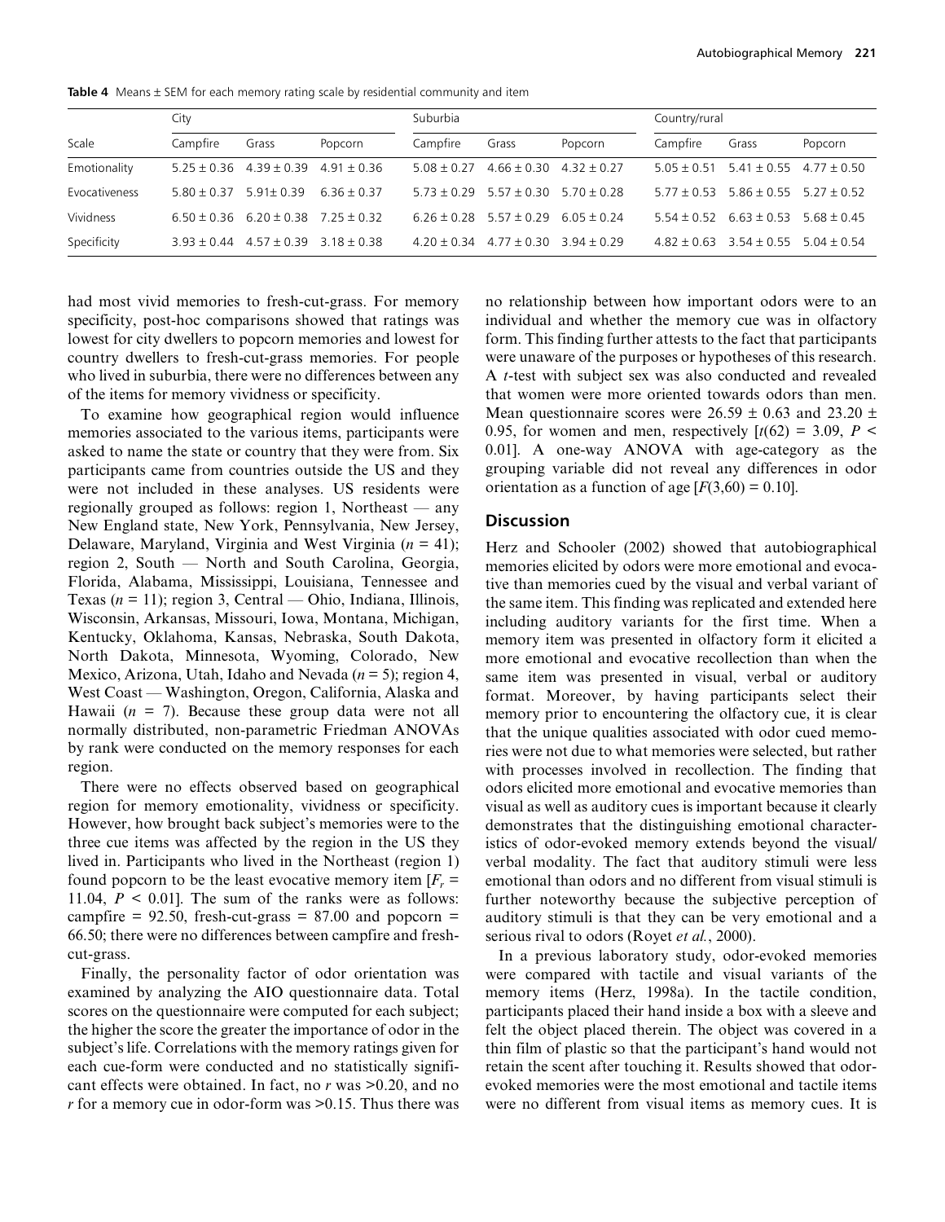**Table 4** Means ± SEM for each memory rating scale by residential community and item

| | City | | | Suburbia | | | Country/rural | | |
|---|---|---|---|---|---|---|---|---|---|
| Scale | Campfire | Grass | Popcorn | Campfire | Grass | Popcorn | Campfire | Grass | Popcorn |
| Emotionality | 5.25 ± 0.36 | 4.39 ± 0.39 | 4.91 ± 0.36 | 5.08 ± 0.27 | 4.66 ± 0.30 | 4.32 ± 0.27 | 5.05 ± 0.51 | 5.41 ± 0.55 | 4.77 ± 0.50 |
| Evocativeness | 5.80 ± 0.37 | 5.91± 0.39 | 6.36 ± 0.37 | 5.73 ± 0.29 | 5.57 ± 0.30 | 5.70 ± 0.28 | 5.77 ± 0.53 | 5.86 ± 0.55 | 5.27 ± 0.52 |
| Vividness | 6.50 ± 0.36 | 6.20 ± 0.38 | 7.25 ± 0.32 | 6.26 ± 0.28 | 5.57 ± 0.29 | 6.05 ± 0.24 | 5.54 ± 0.52 | 6.63 ± 0.53 | 5.68 ± 0.45 |
| Specificity | 3.93 ± 0.44 | 4.57 ± 0.39 | 3.18 ± 0.38 | 4.20 ± 0.34 | 4.77 ± 0.30 | 3.94 ± 0.29 | 4.82 ± 0.63 | 3.54 ± 0.55 | 5.04 ± 0.54 |

had most vivid memories to fresh-cut-grass. For memory specificity, post-hoc comparisons showed that ratings was lowest for city dwellers to popcorn memories and lowest for country dwellers to fresh-cut-grass memories. For people who lived in suburbia, there were no differences between any of the items for memory vividness or specificity.

To examine how geographical region would influence memories associated to the various items, participants were asked to name the state or country that they were from. Six participants came from countries outside the US and they were not included in these analyses. US residents were regionally grouped as follows: region 1, Northeast — any New England state, New York, Pennsylvania, New Jersey, Delaware, Maryland, Virginia and West Virginia ($n$ = 41); region 2, South — North and South Carolina, Georgia, Florida, Alabama, Mississippi, Louisiana, Tennessee and Texas ($n$ = 11); region 3, Central — Ohio, Indiana, Illinois, Wisconsin, Arkansas, Missouri, Iowa, Montana, Michigan, Kentucky, Oklahoma, Kansas, Nebraska, South Dakota, North Dakota, Minnesota, Wyoming, Colorado, New Mexico, Arizona, Utah, Idaho and Nevada ($n$ = 5); region 4, West Coast — Washington, Oregon, California, Alaska and Hawaii ($n$ = 7). Because these group data were not all normally distributed, non-parametric Friedman ANOVAs by rank were conducted on the memory responses for each region.

There were no effects observed based on geographical region for memory emotionality, vividness or specificity. However, how brought back subject's memories were to the three cue items was affected by the region in the US they lived in. Participants who lived in the Northeast (region 1) found popcorn to be the least evocative memory item [$F_r$ = 11.04, $P$ < 0.01]. The sum of the ranks were as follows: campfire = 92.50, fresh-cut-grass = 87.00 and popcorn = 66.50; there were no differences between campfire and fresh-cut-grass.

Finally, the personality factor of odor orientation was examined by analyzing the AIO questionnaire data. Total scores on the questionnaire were computed for each subject; the higher the score the greater the importance of odor in the subject's life. Correlations with the memory ratings given for each cue-form were conducted and no statistically significant effects were obtained. In fact, no $r$ was >0.20, and no $r$ for a memory cue in odor-form was >0.15. Thus there was no relationship between how important odors were to an individual and whether the memory cue was in olfactory form. This finding further attests to the fact that participants were unaware of the purposes or hypotheses of this research. A $t$-test with subject sex was also conducted and revealed that women were more oriented towards odors than men. Mean questionnaire scores were 26.59 ± 0.63 and 23.20 ± 0.95, for women and men, respectively [$t(62)$ = 3.09, $P$ < 0.01]. A one-way ANOVA with age-category as the grouping variable did not reveal any differences in odor orientation as a function of age [$F(3,60)$ = 0.10].

## Discussion

Herz and Schooler (2002) showed that autobiographical memories elicited by odors were more emotional and evocative than memories cued by the visual and verbal variant of the same item. This finding was replicated and extended here including auditory variants for the first time. When a memory item was presented in olfactory form it elicited a more emotional and evocative recollection than when the same item was presented in visual, verbal or auditory format. Moreover, by having participants select their memory prior to encountering the olfactory cue, it is clear that the unique qualities associated with odor cued memories were not due to what memories were selected, but rather with processes involved in recollection. The finding that odors elicited more emotional and evocative memories than visual as well as auditory cues is important because it clearly demonstrates that the distinguishing emotional characteristics of odor-evoked memory extends beyond the visual/verbal modality. The fact that auditory stimuli were less emotional than odors and no different from visual stimuli is further noteworthy because the subjective perception of auditory stimuli is that they can be very emotional and a serious rival to odors (Royet *et al.*, 2000).

In a previous laboratory study, odor-evoked memories were compared with tactile and visual variants of the memory items (Herz, 1998a). In the tactile condition, participants placed their hand inside a box with a sleeve and felt the object placed therein. The object was covered in a thin film of plastic so that the participant's hand would not retain the scent after touching it. Results showed that odor-evoked memories were the most emotional and tactile items were no different from visual items as memory cues. It is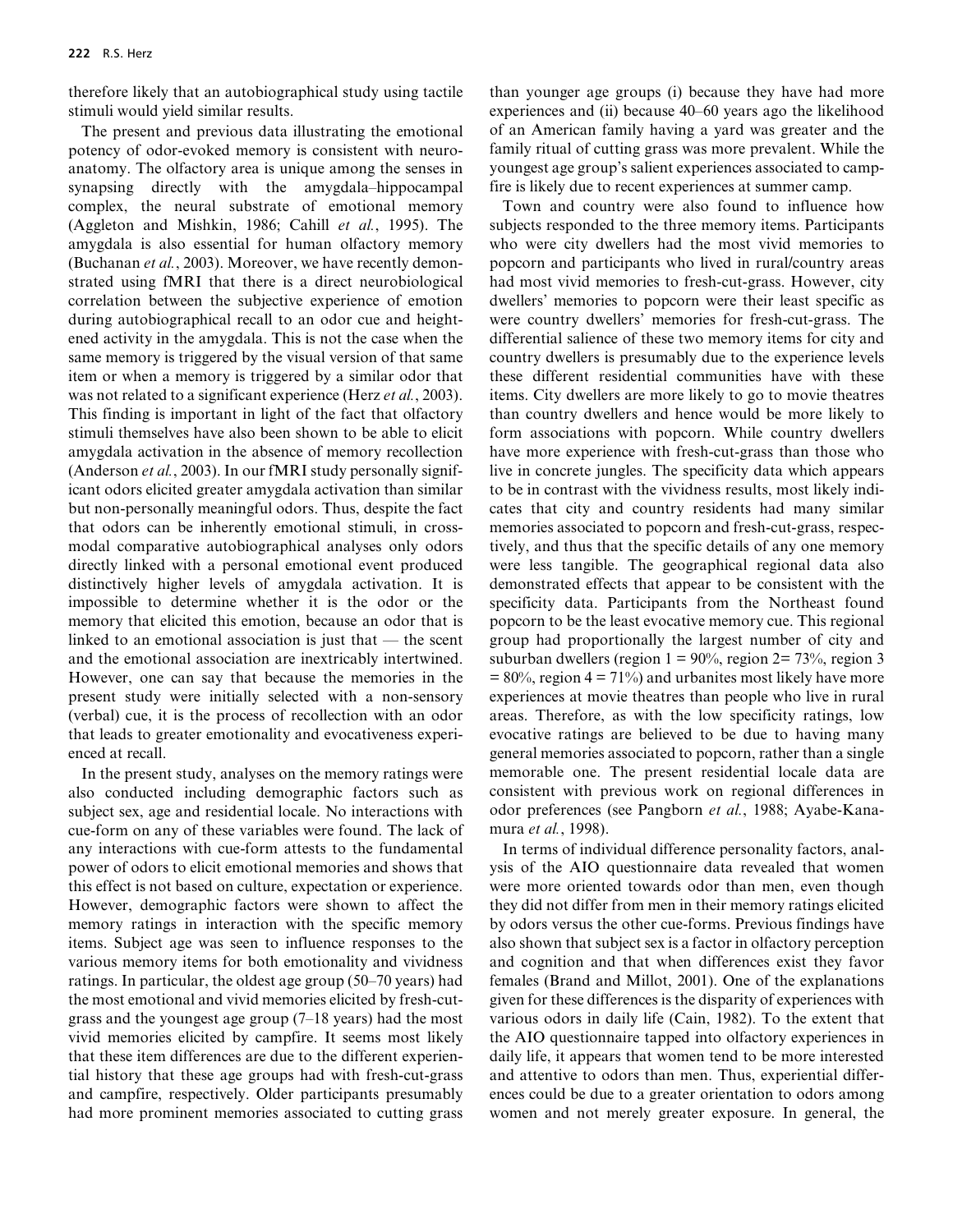therefore likely that an autobiographical study using tactile stimuli would yield similar results.

The present and previous data illustrating the emotional potency of odor-evoked memory is consistent with neuroanatomy. The olfactory area is unique among the senses in synapsing directly with the amygdala–hippocampal complex, the neural substrate of emotional memory (Aggleton and Mishkin, 1986; Cahill *et al.*, 1995). The amygdala is also essential for human olfactory memory (Buchanan *et al.*, 2003). Moreover, we have recently demonstrated using fMRI that there is a direct neurobiological correlation between the subjective experience of emotion during autobiographical recall to an odor cue and heightened activity in the amygdala. This is not the case when the same memory is triggered by the visual version of that same item or when a memory is triggered by a similar odor that was not related to a significant experience (Herz *et al.*, 2003). This finding is important in light of the fact that olfactory stimuli themselves have also been shown to be able to elicit amygdala activation in the absence of memory recollection (Anderson *et al.*, 2003). In our fMRI study personally significant odors elicited greater amygdala activation than similar but non-personally meaningful odors. Thus, despite the fact that odors can be inherently emotional stimuli, in cross-modal comparative autobiographical analyses only odors directly linked with a personal emotional event produced distinctively higher levels of amygdala activation. It is impossible to determine whether it is the odor or the memory that elicited this emotion, because an odor that is linked to an emotional association is just that — the scent and the emotional association are inextricably intertwined. However, one can say that because the memories in the present study were initially selected with a non-sensory (verbal) cue, it is the process of recollection with an odor that leads to greater emotionality and evocativeness experienced at recall.

In the present study, analyses on the memory ratings were also conducted including demographic factors such as subject sex, age and residential locale. No interactions with cue-form on any of these variables were found. The lack of any interactions with cue-form attests to the fundamental power of odors to elicit emotional memories and shows that this effect is not based on culture, expectation or experience. However, demographic factors were shown to affect the memory ratings in interaction with the specific memory items. Subject age was seen to influence responses to the various memory items for both emotionality and vividness ratings. In particular, the oldest age group (50–70 years) had the most emotional and vivid memories elicited by fresh-cut-grass and the youngest age group (7–18 years) had the most vivid memories elicited by campfire. It seems most likely that these item differences are due to the different experiential history that these age groups had with fresh-cut-grass and campfire, respectively. Older participants presumably had more prominent memories associated to cutting grass than younger age groups (i) because they have had more experiences and (ii) because 40–60 years ago the likelihood of an American family having a yard was greater and the family ritual of cutting grass was more prevalent. While the youngest age group's salient experiences associated to campfire is likely due to recent experiences at summer camp.

Town and country were also found to influence how subjects responded to the three memory items. Participants who were city dwellers had the most vivid memories to popcorn and participants who lived in rural/country areas had most vivid memories to fresh-cut-grass. However, city dwellers' memories to popcorn were their least specific as were country dwellers' memories for fresh-cut-grass. The differential salience of these two memory items for city and country dwellers is presumably due to the experience levels these different residential communities have with these items. City dwellers are more likely to go to movie theatres than country dwellers and hence would be more likely to form associations with popcorn. While country dwellers have more experience with fresh-cut-grass than those who live in concrete jungles. The specificity data which appears to be in contrast with the vividness results, most likely indicates that city and country residents had many similar memories associated to popcorn and fresh-cut-grass, respectively, and thus that the specific details of any one memory were less tangible. The geographical regional data also demonstrated effects that appear to be consistent with the specificity data. Participants from the Northeast found popcorn to be the least evocative memory cue. This regional group had proportionally the largest number of city and suburban dwellers (region 1 = 90%, region 2= 73%, region 3 = 80%, region 4 = 71%) and urbanites most likely have more experiences at movie theatres than people who live in rural areas. Therefore, as with the low specificity ratings, low evocative ratings are believed to be due to having many general memories associated to popcorn, rather than a single memorable one. The present residential locale data are consistent with previous work on regional differences in odor preferences (see Pangborn *et al.*, 1988; Ayabe-Kanamura *et al.*, 1998).

In terms of individual difference personality factors, analysis of the AIO questionnaire data revealed that women were more oriented towards odor than men, even though they did not differ from men in their memory ratings elicited by odors versus the other cue-forms. Previous findings have also shown that subject sex is a factor in olfactory perception and cognition and that when differences exist they favor females (Brand and Millot, 2001). One of the explanations given for these differences is the disparity of experiences with various odors in daily life (Cain, 1982). To the extent that the AIO questionnaire tapped into olfactory experiences in daily life, it appears that women tend to be more interested and attentive to odors than men. Thus, experiential differences could be due to a greater orientation to odors among women and not merely greater exposure. In general, the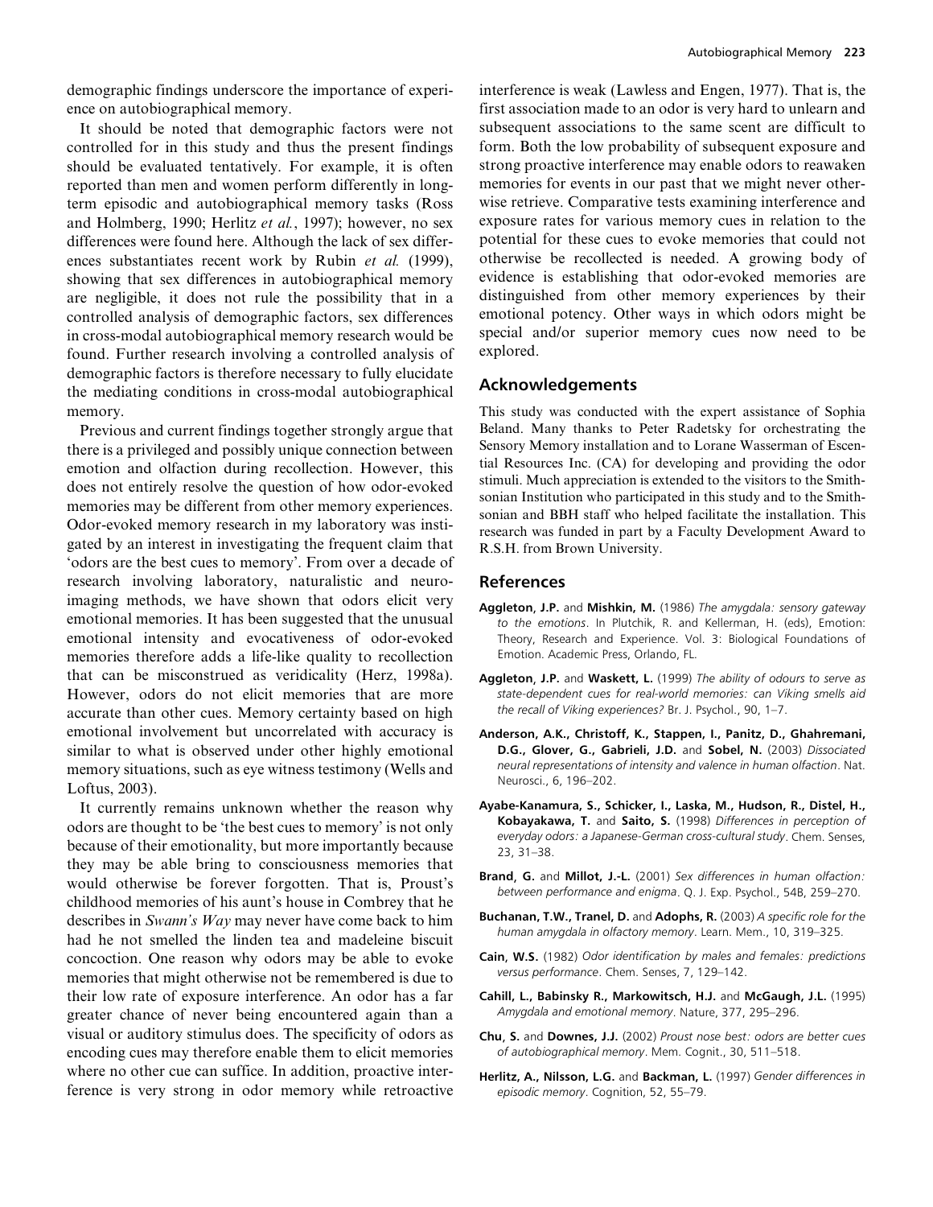demographic findings underscore the importance of experience on autobiographical memory.

It should be noted that demographic factors were not controlled for in this study and thus the present findings should be evaluated tentatively. For example, it is often reported than men and women perform differently in long-term episodic and autobiographical memory tasks (Ross and Holmberg, 1990; Herlitz *et al.*, 1997); however, no sex differences were found here. Although the lack of sex differences substantiates recent work by Rubin *et al.* (1999), showing that sex differences in autobiographical memory are negligible, it does not rule the possibility that in a controlled analysis of demographic factors, sex differences in cross-modal autobiographical memory research would be found. Further research involving a controlled analysis of demographic factors is therefore necessary to fully elucidate the mediating conditions in cross-modal autobiographical memory.

Previous and current findings together strongly argue that there is a privileged and possibly unique connection between emotion and olfaction during recollection. However, this does not entirely resolve the question of how odor-evoked memories may be different from other memory experiences. Odor-evoked memory research in my laboratory was instigated by an interest in investigating the frequent claim that 'odors are the best cues to memory'. From over a decade of research involving laboratory, naturalistic and neuroimaging methods, we have shown that odors elicit very emotional memories. It has been suggested that the unusual emotional intensity and evocativeness of odor-evoked memories therefore adds a life-like quality to recollection that can be misconstrued as veridicality (Herz, 1998a). However, odors do not elicit memories that are more accurate than other cues. Memory certainty based on high emotional involvement but uncorrelated with accuracy is similar to what is observed under other highly emotional memory situations, such as eye witness testimony (Wells and Loftus, 2003).

It currently remains unknown whether the reason why odors are thought to be 'the best cues to memory' is not only because of their emotionality, but more importantly because they may be able bring to consciousness memories that would otherwise be forever forgotten. That is, Proust's childhood memories of his aunt's house in Combrey that he describes in *Swann's Way* may never have come back to him had he not smelled the linden tea and madeleine biscuit concoction. One reason why odors may be able to evoke memories that might otherwise not be remembered is due to their low rate of exposure interference. An odor has a far greater chance of never being encountered again than a visual or auditory stimulus does. The specificity of odors as encoding cues may therefore enable them to elicit memories where no other cue can suffice. In addition, proactive interference is very strong in odor memory while retroactive interference is weak (Lawless and Engen, 1977). That is, the first association made to an odor is very hard to unlearn and subsequent associations to the same scent are difficult to form. Both the low probability of subsequent exposure and strong proactive interference may enable odors to reawaken memories for events in our past that we might never otherwise retrieve. Comparative tests examining interference and exposure rates for various memory cues in relation to the potential for these cues to evoke memories that could not otherwise be recollected is needed. A growing body of evidence is establishing that odor-evoked memories are distinguished from other memory experiences by their emotional potency. Other ways in which odors might be special and/or superior memory cues now need to be explored.

## Acknowledgements

This study was conducted with the expert assistance of Sophia Beland. Many thanks to Peter Radetsky for orchestrating the Sensory Memory installation and to Lorane Wasserman of Escential Resources Inc. (CA) for developing and providing the odor stimuli. Much appreciation is extended to the visitors to the Smithsonian Institution who participated in this study and to the Smithsonian and BBH staff who helped facilitate the installation. This research was funded in part by a Faculty Development Award to R.S.H. from Brown University.

## References

**Aggleton, J.P.** and **Mishkin, M.** (1986) *The amygdala: sensory gateway to the emotions*. In Plutchik, R. and Kellerman, H. (eds), Emotion: Theory, Research and Experience. Vol. 3: Biological Foundations of Emotion. Academic Press, Orlando, FL.

**Aggleton, J.P.** and **Waskett, L.** (1999) *The ability of odours to serve as state-dependent cues for real-world memories: can Viking smells aid the recall of Viking experiences?* Br. J. Psychol., 90, 1–7.

**Anderson, A.K., Christoff, K., Stappen, I., Panitz, D., Ghahremani, D.G., Glover, G., Gabrieli, J.D.** and **Sobel, N.** (2003) *Dissociated neural representations of intensity and valence in human olfaction*. Nat. Neurosci., 6, 196–202.

**Ayabe-Kanamura, S., Schicker, I., Laska, M., Hudson, R., Distel, H., Kobayakawa, T.** and **Saito, S.** (1998) *Differences in perception of everyday odors: a Japanese-German cross-cultural study*. Chem. Senses, 23, 31–38.

**Brand, G.** and **Millot, J.-L.** (2001) *Sex differences in human olfaction: between performance and enigma*. Q. J. Exp. Psychol., 54B, 259–270.

**Buchanan, T.W., Tranel, D.** and **Adophs, R.** (2003) *A specific role for the human amygdala in olfactory memory*. Learn. Mem., 10, 319–325.

**Cain, W.S.** (1982) *Odor identification by males and females: predictions versus performance*. Chem. Senses, 7, 129–142.

**Cahill, L., Babinsky R., Markowitsch, H.J.** and **McGaugh, J.L.** (1995) *Amygdala and emotional memory*. Nature, 377, 295–296.

**Chu, S.** and **Downes, J.J.** (2002) *Proust nose best: odors are better cues of autobiographical memory*. Mem. Cognit., 30, 511–518.

**Herlitz, A., Nilsson, L.G.** and **Backman, L.** (1997) *Gender differences in episodic memory*. Cognition, 52, 55–79.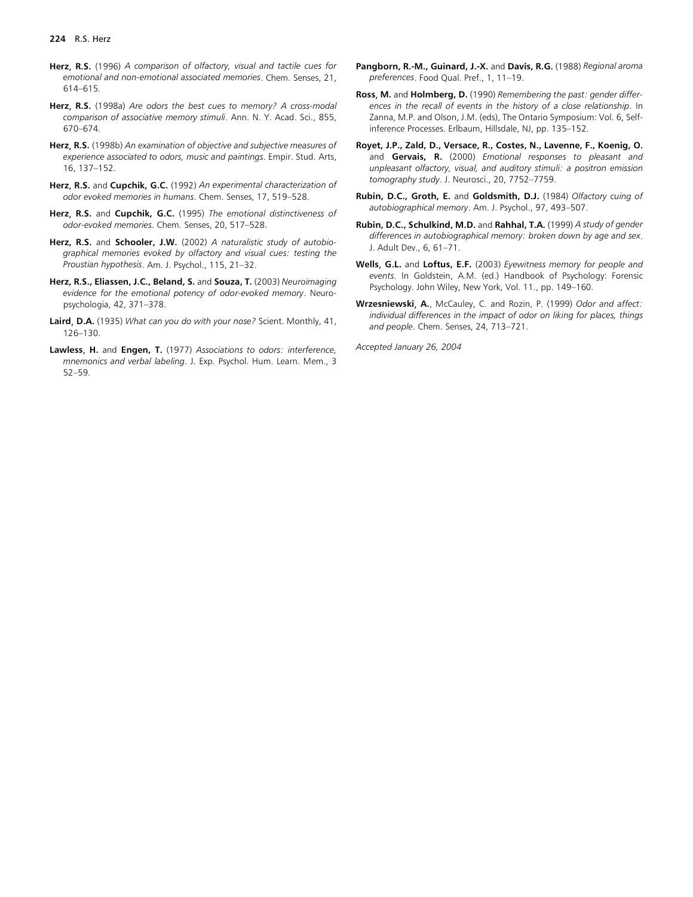**Herz, R.S.** (1996) *A comparison of olfactory, visual and tactile cues for emotional and non-emotional associated memories*. Chem. Senses, 21, 614–615.

**Herz, R.S.** (1998a) *Are odors the best cues to memory? A cross-modal comparison of associative memory stimuli*. Ann. N. Y. Acad. Sci., 855, 670–674.

**Herz, R.S.** (1998b) *An examination of objective and subjective measures of experience associated to odors, music and paintings*. Empir. Stud. Arts, 16, 137–152.

**Herz, R.S.** and **Cupchik, G.C.** (1992) *An experimental characterization of odor evoked memories in humans*. Chem. Senses, 17, 519–528.

**Herz, R.S.** and **Cupchik, G.C.** (1995) *The emotional distinctiveness of odor-evoked memories*. Chem. Senses, 20, 517–528.

**Herz, R.S.** and **Schooler, J.W.** (2002) *A naturalistic study of autobiographical memories evoked by olfactory and visual cues: testing the Proustian hypothesis*. Am. J. Psychol., 115, 21–32.

**Herz, R.S., Eliassen, J.C., Beland, S.** and **Souza, T.** (2003) *Neuroimaging evidence for the emotional potency of odor-evoked memory*. Neuropsychologia, 42, 371–378.

**Laird, D.A.** (1935) *What can you do with your nose?* Scient. Monthly, 41, 126–130.

**Lawless, H.** and **Engen, T.** (1977) *Associations to odors: interference, mnemonics and verbal labeling*. J. Exp. Psychol. Hum. Learn. Mem., 3 52–59.

**Pangborn, R.-M., Guinard, J.-X.** and **Davis, R.G.** (1988) *Regional aroma preferences*. Food Qual. Pref., 1, 11–19.

**Ross, M.** and **Holmberg, D.** (1990) *Remembering the past: gender differences in the recall of events in the history of a close relationship*. In Zanna, M.P. and Olson, J.M. (eds), The Ontario Symposium: Vol. 6, Self-inference Processes. Erlbaum, Hillsdale, NJ, pp. 135–152.

**Royet, J.P., Zald, D., Versace, R., Costes, N., Lavenne, F., Koenig, O.** and **Gervais, R.** (2000) *Emotional responses to pleasant and unpleasant olfactory, visual, and auditory stimuli: a positron emission tomography study*. J. Neurosci., 20, 7752–7759.

**Rubin, D.C., Groth, E.** and **Goldsmith, D.J.** (1984) *Olfactory cuing of autobiographical memory*. Am. J. Psychol., 97, 493–507.

**Rubin, D.C., Schulkind, M.D.** and **Rahhal, T.A.** (1999) *A study of gender differences in autobiographical memory: broken down by age and sex*. J. Adult Dev., 6, 61–71.

**Wells, G.L.** and **Loftus, E.F.** (2003) *Eyewitness memory for people and events*. In Goldstein, A.M. (ed.) Handbook of Psychology: Forensic Psychology. John Wiley, New York, Vol. 11., pp. 149–160.

**Wrzesniewski, A.**, McCauley, C. and Rozin, P. (1999) *Odor and affect: individual differences in the impact of odor on liking for places, things and people*. Chem. Senses, 24, 713–721.

*Accepted January 26, 2004*